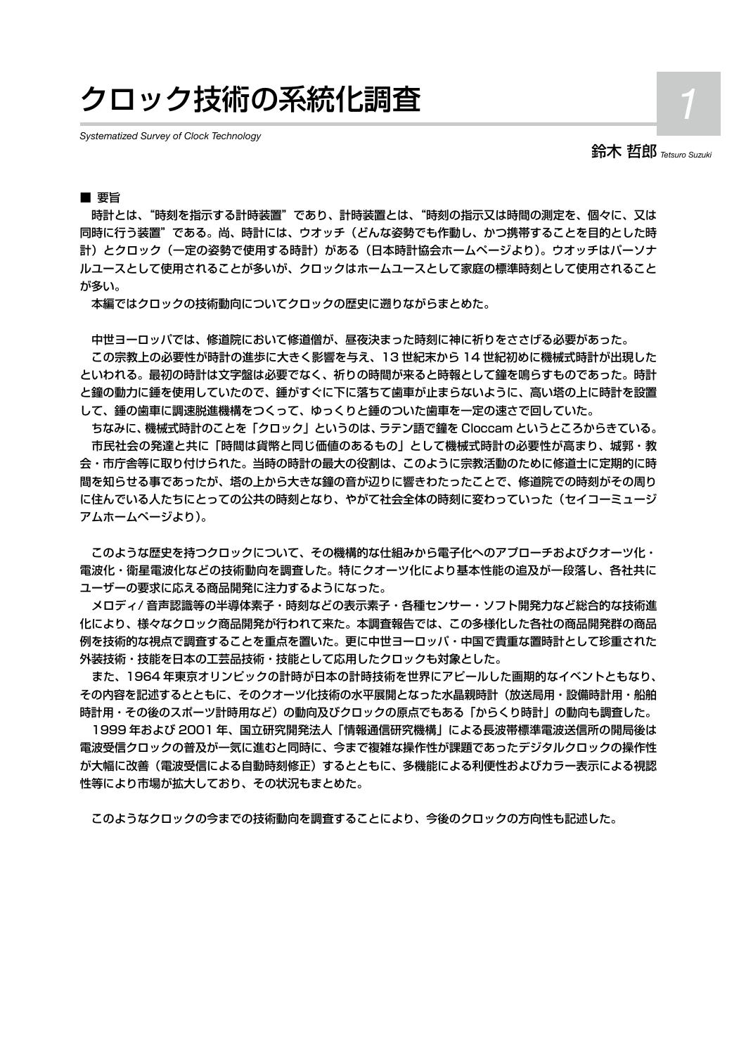# クロック技術の系統化調査

*Systematized Survey of Clock Technology*

鈴木 哲郎 *Tetsuro Suzuki*

■ 要旨

時計とは、“時刻を指示する計時装置”であり、計時装置とは、“時刻の指示又は時間の測定を、個々に、又は同時に行う装置”である。尚、時計には、ウオッチ（どんな姿勢でも作動し、かつ携帯することを目的とした時計）とクロック（一定の姿勢で使用する時計）がある（日本時計協会ホームページより）。ウオッチはパーソナルユースとして使用されることが多いが、クロックはホームユースとして家庭の標準時刻として使用されることが多い。

本編ではクロックの技術動向についてクロックの歴史に遡りながらまとめた。

中世ヨーロッパでは、修道院において修道僧が、昼夜決まった時刻に神に祈りをささげる必要があった。

この宗教上の必要性が時計の進歩に大きく影響を与え、13 世紀末から 14 世紀初めに機械式時計が出現したといわれる。最初の時計は文字盤は必要でなく、祈りの時間が来ると時報として鐘を鳴らすものであった。時計と鐘の動力に錘を使用していたので、錘がすぐに下に落ちて歯車が止まらないように、高い塔の上に時計を設置して、錘の歯車に調速脱進機構をつくって、ゆっくりと錘のついた歯車を一定の速さで回していた。

ちなみに、機械式時計のことを「クロック」というのは、ラテン語で鐘を Cloccam というところからきている。

市民社会の発達と共に「時間は貨幣と同じ価値のあるもの」として機械式時計の必要性が高まり、城郭・教会・市庁舎等に取り付けられた。当時の時計の最大の役割は、このように宗教活動のために修道士に定期的に時間を知らせる事であったが、塔の上から大きな鐘の音が辺りに響きわたったことで、修道院での時刻がその周りに住んでいる人たちにとっての公共の時刻となり、やがて社会全体の時刻に変わっていった（セイコーミュージアムホームページより）。

このような歴史を持つクロックについて、その機構的な仕組みから電子化へのアプローチおよびクオーツ化・電波化・衛星電波化などの技術動向を調査した。特にクオーツ化により基本性能の追及が一段落し、各社共にユーザーの要求に応える商品開発に注力するようになった。

メロディ / 音声認識等の半導体素子・時刻などの表示素子・各種センサー・ソフト開発力など総合的な技術進化により、様々なクロック商品開発が行われて来た。本調査報告では、この多様化した各社の商品開発群の商品例を技術的な視点で調査することを重点を置いた。更に中世ヨーロッパ・中国で貴重な置時計として珍重された外装技術・技能を日本の工芸品技術・技能として応用したクロックも対象とした。

また、1964 年東京オリンピックの計時が日本の計時技術を世界にアピールした画期的なイベントともなり、その内容を記述するとともに、そのクオーツ化技術の水平展開となった水晶親時計（放送局用・設備時計用・船舶時計用・その後のスポーツ計時用など）の動向及びクロックの原点でもある「からくり時計」の動向も調査した。

1999 年および 2001 年、国立研究開発法人「情報通信研究機構」による長波帯標準電波送信所の開局後は電波受信クロックの普及が一気に進むと同時に、今まで複雑な操作性が課題であったデジタルクロックの操作性が大幅に改善（電波受信による自動時刻修正）するとともに、多機能による利便性およびカラー表示による視認性等により市場が拡大しており、その状況もまとめた。

このようなクロックの今までの技術動向を調査することにより、今後のクロックの方向性も記述した。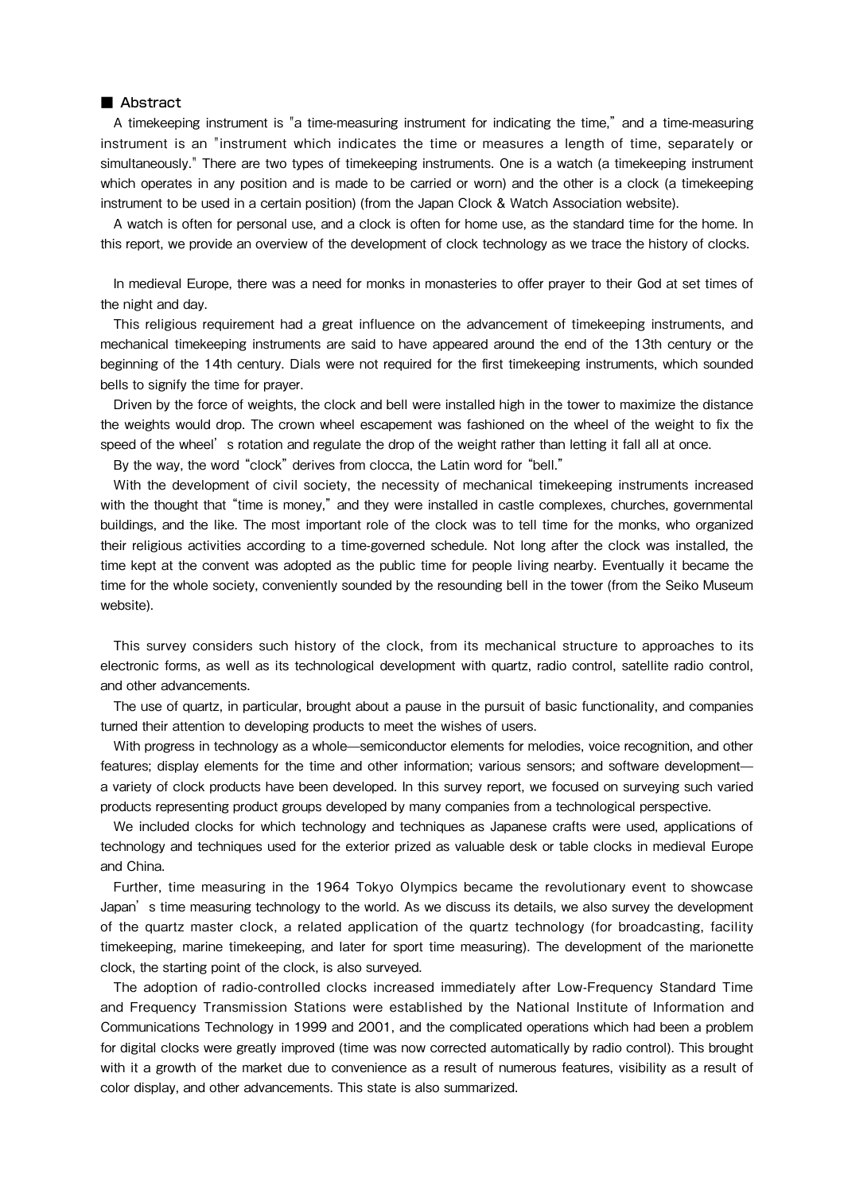## ■ Abstract

A timekeeping instrument is "a time-measuring instrument for indicating the time," and a time-measuring instrument is an "instrument which indicates the time or measures a length of time, separately or simultaneously." There are two types of timekeeping instruments. One is a watch (a timekeeping instrument which operates in any position and is made to be carried or worn) and the other is a clock (a timekeeping instrument to be used in a certain position) (from the Japan Clock & Watch Association website).

A watch is often for personal use, and a clock is often for home use, as the standard time for the home. In this report, we provide an overview of the development of clock technology as we trace the history of clocks.

In medieval Europe, there was a need for monks in monasteries to offer prayer to their God at set times of the night and day.

This religious requirement had a great influence on the advancement of timekeeping instruments, and mechanical timekeeping instruments are said to have appeared around the end of the 13th century or the beginning of the 14th century. Dials were not required for the first timekeeping instruments, which sounded bells to signify the time for prayer.

Driven by the force of weights, the clock and bell were installed high in the tower to maximize the distance the weights would drop. The crown wheel escapement was fashioned on the wheel of the weight to fix the speed of the wheel's rotation and regulate the drop of the weight rather than letting it fall all at once.

By the way, the word "clock" derives from clocca, the Latin word for "bell."

With the development of civil society, the necessity of mechanical timekeeping instruments increased with the thought that "time is money," and they were installed in castle complexes, churches, governmental buildings, and the like. The most important role of the clock was to tell time for the monks, who organized their religious activities according to a time-governed schedule. Not long after the clock was installed, the time kept at the convent was adopted as the public time for people living nearby. Eventually it became the time for the whole society, conveniently sounded by the resounding bell in the tower (from the Seiko Museum website).

This survey considers such history of the clock, from its mechanical structure to approaches to its electronic forms, as well as its technological development with quartz, radio control, satellite radio control, and other advancements.

The use of quartz, in particular, brought about a pause in the pursuit of basic functionality, and companies turned their attention to developing products to meet the wishes of users.

With progress in technology as a whole—semiconductor elements for melodies, voice recognition, and other features; display elements for the time and other information; various sensors; and software development—a variety of clock products have been developed. In this survey report, we focused on surveying such varied products representing product groups developed by many companies from a technological perspective.

We included clocks for which technology and techniques as Japanese crafts were used, applications of technology and techniques used for the exterior prized as valuable desk or table clocks in medieval Europe and China.

Further, time measuring in the 1964 Tokyo Olympics became the revolutionary event to showcase Japan's time measuring technology to the world. As we discuss its details, we also survey the development of the quartz master clock, a related application of the quartz technology (for broadcasting, facility timekeeping, marine timekeeping, and later for sport time measuring). The development of the marionette clock, the starting point of the clock, is also surveyed.

The adoption of radio-controlled clocks increased immediately after Low-Frequency Standard Time and Frequency Transmission Stations were established by the National Institute of Information and Communications Technology in 1999 and 2001, and the complicated operations which had been a problem for digital clocks were greatly improved (time was now corrected automatically by radio control). This brought with it a growth of the market due to convenience as a result of numerous features, visibility as a result of color display, and other advancements. This state is also summarized.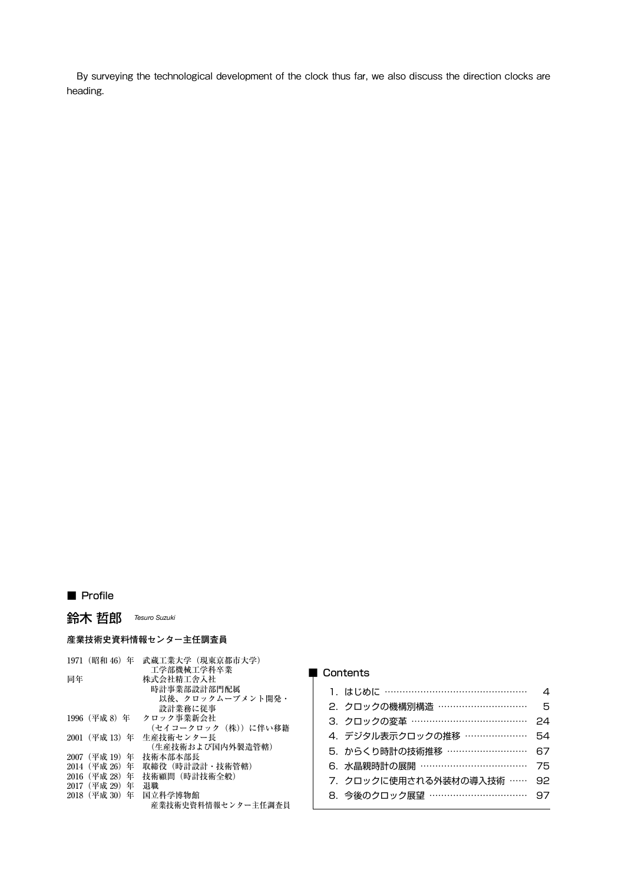By surveying the technological development of the clock thus far, we also discuss the direction clocks are heading.

## ■ Profile

### 鈴木 哲郎 *Tesuro Suzuki*

**産業技術史資料情報センター主任調査員**

| | |
|---|---|
| 1971（昭和 46）年 | 武蔵工業大学（現東京都市大学）<br>工学部機械工学科卒業 |
| 同年 | 株式会社精工舎入社<br>時計事業部設計部門配属<br>以後、クロックムーブメント開発・設計業務に従事 |
| 1996（平成 8）年 | クロック事業新会社<br>（セイコークロック（株））に伴い移籍 |
| 2001（平成 13）年 | 生産技術センター長<br>（生産技術および国内外製造管轄） |
| 2007（平成 19）年 | 技術本部本部長 |
| 2014（平成 26）年 | 取締役（時計設計・技術管轄） |
| 2016（平成 28）年 | 技術顧問（時計技術全般） |
| 2017（平成 29）年 | 退職 |
| 2018（平成 30）年 | 国立科学博物館<br>産業技術史資料情報センター主任調査員 |

## ■ Contents

| | |
|---|---|
| 1．はじめに | 4 |
| 2．クロックの機構別構造 | 5 |
| 3．クロックの変革 | 24 |
| 4．デジタル表示クロックの推移 | 54 |
| 5．からくり時計の技術推移 | 67 |
| 6．水晶親時計の展開 | 75 |
| 7．クロックに使用される外装材の導入技術 | 92 |
| 8．今後のクロック展望 | 97 |